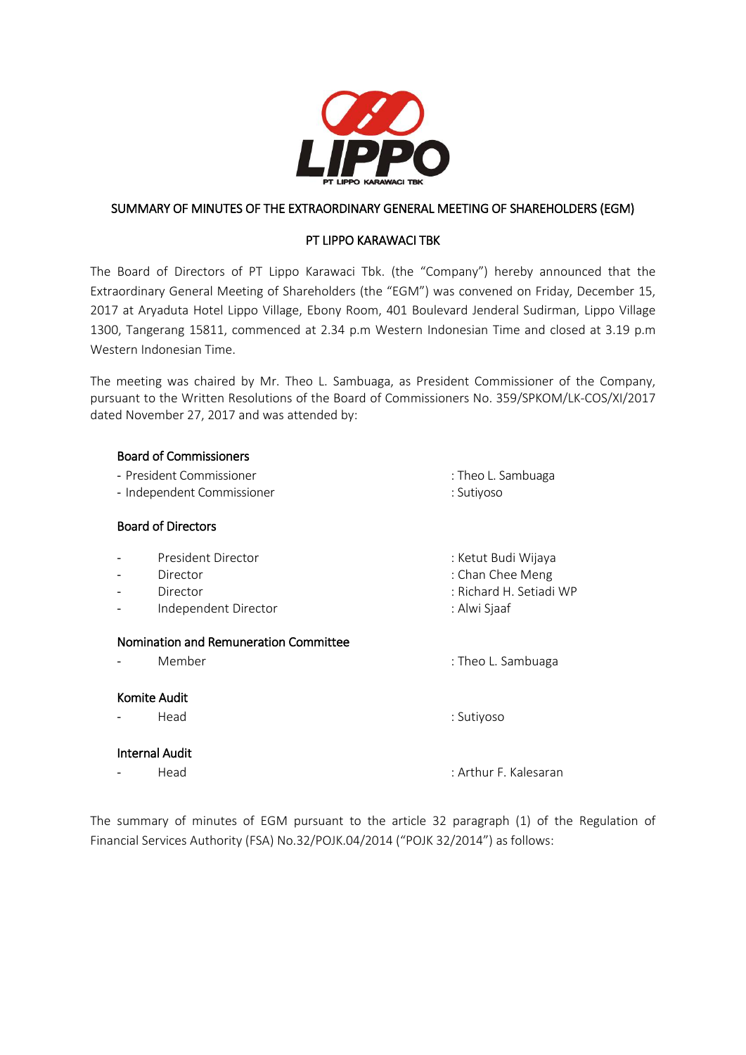**SUMMARY OF MINUTES OF THE EXTRAORDINARY GENERAL MEETING OF SHAREHOLDERS (EGM)**

**PT LIPPO KARAWACI TBK**

The Board of Directors of PT Lippo Karawaci Tbk. (the "Company") hereby announced that the Extraordinary General Meeting of Shareholders (the "EGM") was convened on Friday, December 15, 2017 at Aryaduta Hotel Lippo Village, Ebony Room, 401 Boulevard Jenderal Sudirman, Lippo Village 1300, Tangerang 15811, commenced at 2.34 p.m Western Indonesian Time and closed at 3.19 p.m Western Indonesian Time.

The meeting was chaired by Mr. Theo L. Sambuaga, as President Commissioner of the Company, pursuant to the Written Resolutions of the Board of Commissioners No. 359/SPKOM/LK-COS/XI/2017 dated November 27, 2017 and was attended by:

**Board of Commissioners**

- President Commissioner : Theo L. Sambuaga
- Independent Commissioner : Sutiyoso

**Board of Directors**

- President Director : Ketut Budi Wijaya
- Director : Chan Chee Meng
- Director : Richard H. Setiadi WP
- Independent Director : Alwi Sjaaf

**Nomination and Remuneration Committee**

- Member : Theo L. Sambuaga

**Komite Audit**

- Head : Sutiyoso

**Internal Audit**

- Head : Arthur F. Kalesaran

The summary of minutes of EGM pursuant to the article 32 paragraph (1) of the Regulation of Financial Services Authority (FSA) No.32/POJK.04/2014 ("POJK 32/2014") as follows: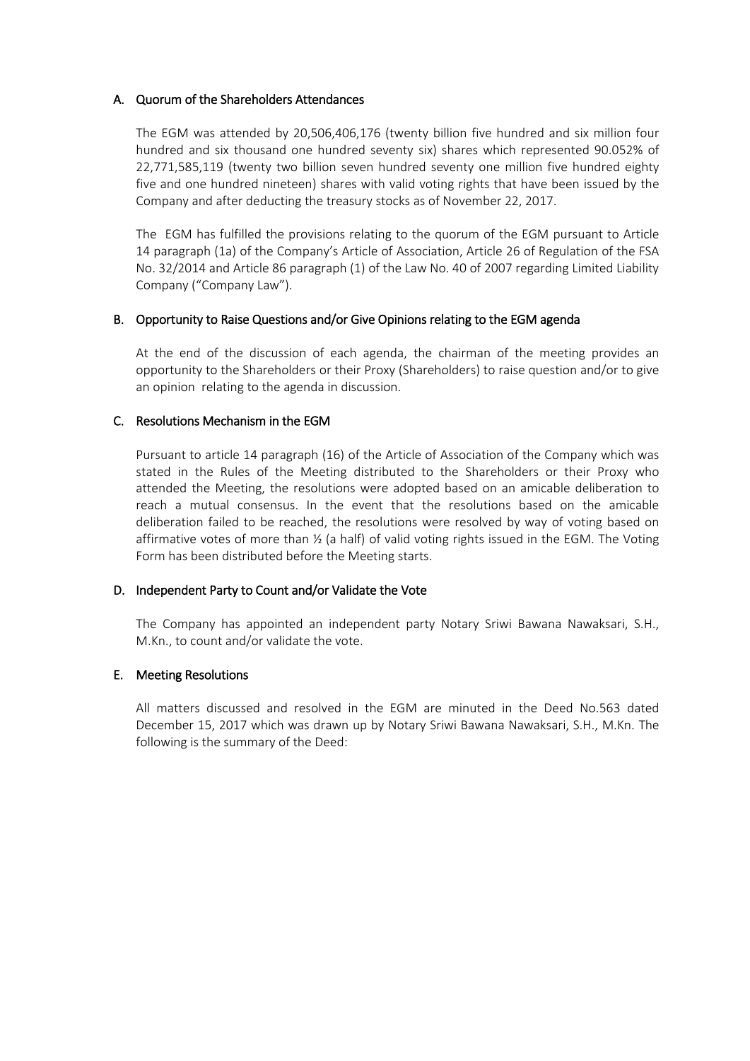## A. Quorum of the Shareholders Attendances

The EGM was attended by 20,506,406,176 (twenty billion five hundred and six million four hundred and six thousand one hundred seventy six) shares which represented 90.052% of 22,771,585,119 (twenty two billion seven hundred seventy one million five hundred eighty five and one hundred nineteen) shares with valid voting rights that have been issued by the Company and after deducting the treasury stocks as of November 22, 2017.

The EGM has fulfilled the provisions relating to the quorum of the EGM pursuant to Article 14 paragraph (1a) of the Company's Article of Association, Article 26 of Regulation of the FSA No. 32/2014 and Article 86 paragraph (1) of the Law No. 40 of 2007 regarding Limited Liability Company ("Company Law").

## B. Opportunity to Raise Questions and/or Give Opinions relating to the EGM agenda

At the end of the discussion of each agenda, the chairman of the meeting provides an opportunity to the Shareholders or their Proxy (Shareholders) to raise question and/or to give an opinion relating to the agenda in discussion.

## C. Resolutions Mechanism in the EGM

Pursuant to article 14 paragraph (16) of the Article of Association of the Company which was stated in the Rules of the Meeting distributed to the Shareholders or their Proxy who attended the Meeting, the resolutions were adopted based on an amicable deliberation to reach a mutual consensus. In the event that the resolutions based on the amicable deliberation failed to be reached, the resolutions were resolved by way of voting based on affirmative votes of more than ½ (a half) of valid voting rights issued in the EGM. The Voting Form has been distributed before the Meeting starts.

## D. Independent Party to Count and/or Validate the Vote

The Company has appointed an independent party Notary Sriwi Bawana Nawaksari, S.H., M.Kn., to count and/or validate the vote.

## E. Meeting Resolutions

All matters discussed and resolved in the EGM are minuted in the Deed No.563 dated December 15, 2017 which was drawn up by Notary Sriwi Bawana Nawaksari, S.H., M.Kn. The following is the summary of the Deed: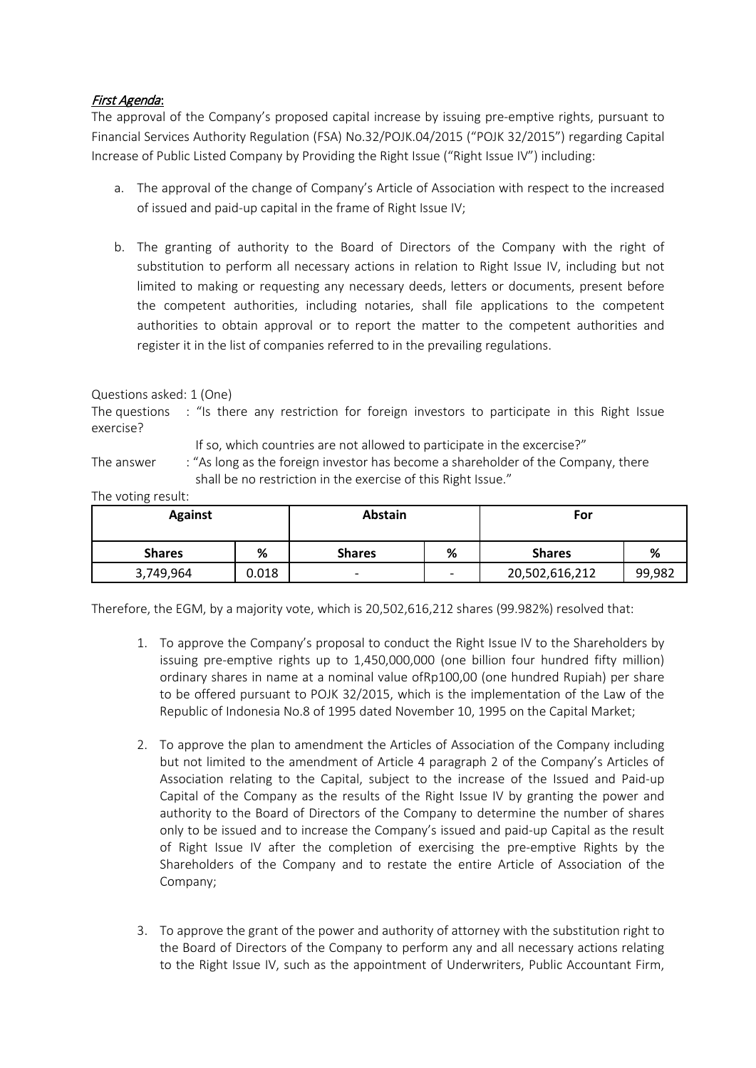*First Agenda*:

The approval of the Company's proposed capital increase by issuing pre-emptive rights, pursuant to Financial Services Authority Regulation (FSA) No.32/POJK.04/2015 ("POJK 32/2015") regarding Capital Increase of Public Listed Company by Providing the Right Issue ("Right Issue IV") including:

a. The approval of the change of Company's Article of Association with respect to the increased of issued and paid-up capital in the frame of Right Issue IV;

b. The granting of authority to the Board of Directors of the Company with the right of substitution to perform all necessary actions in relation to Right Issue IV, including but not limited to making or requesting any necessary deeds, letters or documents, present before the competent authorities, including notaries, shall file applications to the competent authorities to obtain approval or to report the matter to the competent authorities and register it in the list of companies referred to in the prevailing regulations.

Questions asked: 1 (One)

The questions : "Is there any restriction for foreign investors to participate in this Right Issue exercise?

If so, which countries are not allowed to participate in the excercise?"

The answer : "As long as the foreign investor has become a shareholder of the Company, there shall be no restriction in the exercise of this Right Issue."

The voting result:

| Against | | Abstain | | For | |
|---|---|---|---|---|---|
| **Shares** | **%** | **Shares** | **%** | **Shares** | **%** |
| 3,749,964 | 0.018 | - | - | 20,502,616,212 | 99,982 |

Therefore, the EGM, by a majority vote, which is 20,502,616,212 shares (99.982%) resolved that:

1. To approve the Company's proposal to conduct the Right Issue IV to the Shareholders by issuing pre-emptive rights up to 1,450,000,000 (one billion four hundred fifty million) ordinary shares in name at a nominal value ofRp100,00 (one hundred Rupiah) per share to be offered pursuant to POJK 32/2015, which is the implementation of the Law of the Republic of Indonesia No.8 of 1995 dated November 10, 1995 on the Capital Market;

2. To approve the plan to amendment the Articles of Association of the Company including but not limited to the amendment of Article 4 paragraph 2 of the Company's Articles of Association relating to the Capital, subject to the increase of the Issued and Paid-up Capital of the Company as the results of the Right Issue IV by granting the power and authority to the Board of Directors of the Company to determine the number of shares only to be issued and to increase the Company's issued and paid-up Capital as the result of Right Issue IV after the completion of exercising the pre-emptive Rights by the Shareholders of the Company and to restate the entire Article of Association of the Company;

3. To approve the grant of the power and authority of attorney with the substitution right to the Board of Directors of the Company to perform any and all necessary actions relating to the Right Issue IV, such as the appointment of Underwriters, Public Accountant Firm,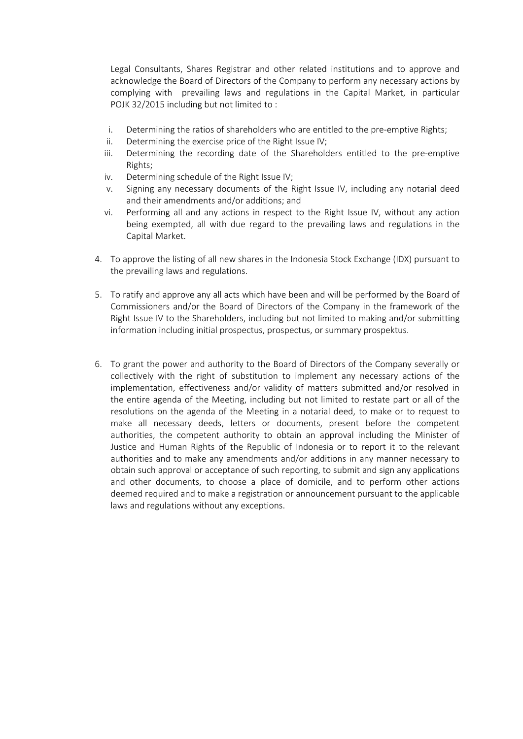Legal Consultants, Shares Registrar and other related institutions and to approve and acknowledge the Board of Directors of the Company to perform any necessary actions by complying with prevailing laws and regulations in the Capital Market, in particular POJK 32/2015 including but not limited to :

i. Determining the ratios of shareholders who are entitled to the pre-emptive Rights;
ii. Determining the exercise price of the Right Issue IV;
iii. Determining the recording date of the Shareholders entitled to the pre-emptive Rights;
iv. Determining schedule of the Right Issue IV;
v. Signing any necessary documents of the Right Issue IV, including any notarial deed and their amendments and/or additions; and
vi. Performing all and any actions in respect to the Right Issue IV, without any action being exempted, all with due regard to the prevailing laws and regulations in the Capital Market.

4. To approve the listing of all new shares in the Indonesia Stock Exchange (IDX) pursuant to the prevailing laws and regulations.

5. To ratify and approve any all acts which have been and will be performed by the Board of Commissioners and/or the Board of Directors of the Company in the framework of the Right Issue IV to the Shareholders, including but not limited to making and/or submitting information including initial prospectus, prospectus, or summary prospektus.

6. To grant the power and authority to the Board of Directors of the Company severally or collectively with the right of substitution to implement any necessary actions of the implementation, effectiveness and/or validity of matters submitted and/or resolved in the entire agenda of the Meeting, including but not limited to restate part or all of the resolutions on the agenda of the Meeting in a notarial deed, to make or to request to make all necessary deeds, letters or documents, present before the competent authorities, the competent authority to obtain an approval including the Minister of Justice and Human Rights of the Republic of Indonesia or to report it to the relevant authorities and to make any amendments and/or additions in any manner necessary to obtain such approval or acceptance of such reporting, to submit and sign any applications and other documents, to choose a place of domicile, and to perform other actions deemed required and to make a registration or announcement pursuant to the applicable laws and regulations without any exceptions.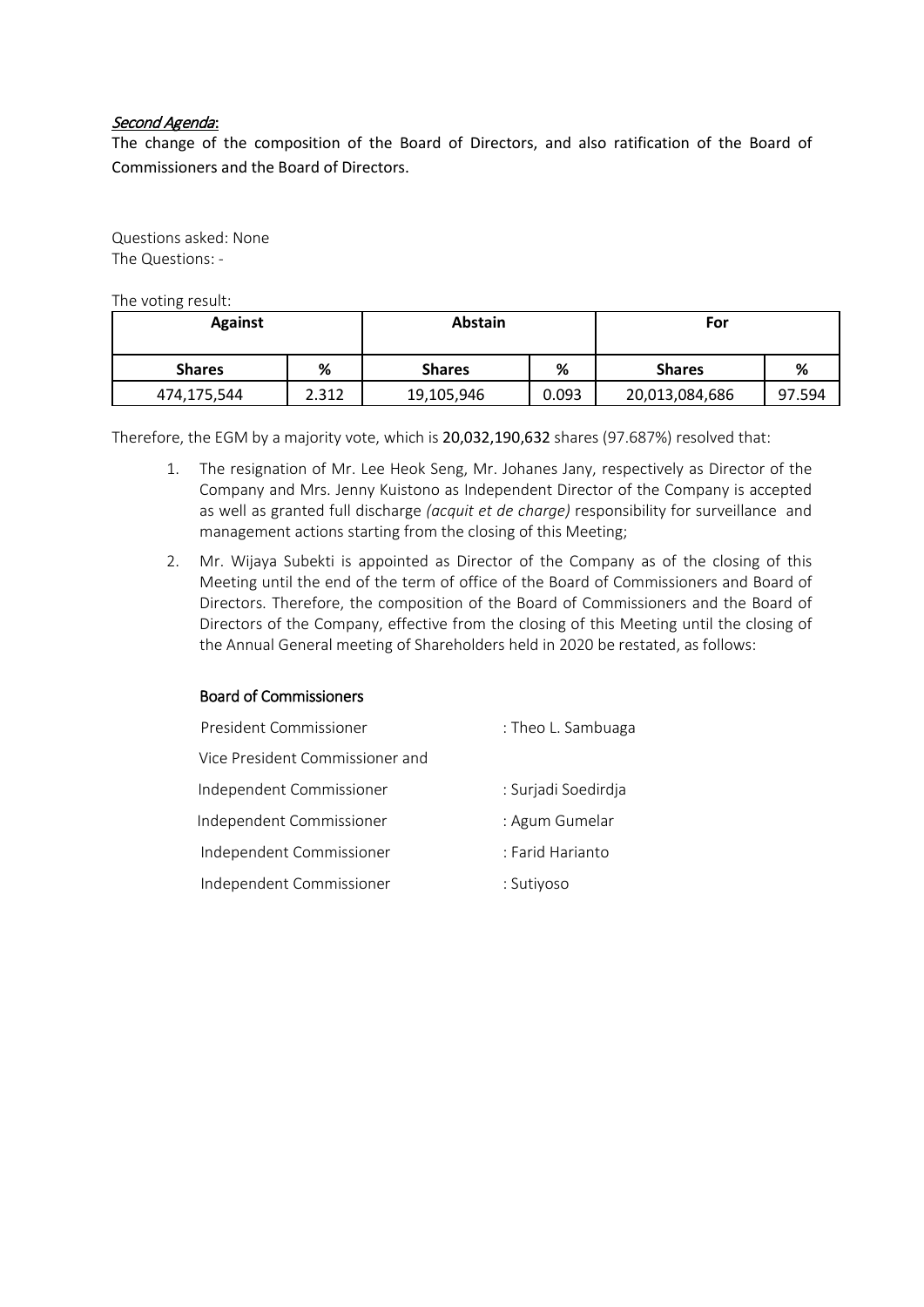*Second Agenda*:

The change of the composition of the Board of Directors, and also ratification of the Board of Commissioners and the Board of Directors.

Questions asked: None
The Questions: -

The voting result:

| **Against** | | **Abstain** | | **For** | |
|---|---|---|---|---|---|
| **Shares** | **%** | **Shares** | **%** | **Shares** | **%** |
| 474,175,544 | 2.312 | 19,105,946 | 0.093 | 20,013,084,686 | 97.594 |

Therefore, the EGM by a majority vote, which is **20,032,190,632** shares (97.687%) resolved that:

1. The resignation of Mr. Lee Heok Seng, Mr. Johanes Jany, respectively as Director of the Company and Mrs. Jenny Kuistono as Independent Director of the Company is accepted as well as granted full discharge *(acquit et de charge)* responsibility for surveillance and management actions starting from the closing of this Meeting;
2. Mr. Wijaya Subekti is appointed as Director of the Company as of the closing of this Meeting until the end of the term of office of the Board of Commissioners and Board of Directors. Therefore, the composition of the Board of Commissioners and the Board of Directors of the Company, effective from the closing of this Meeting until the closing of the Annual General meeting of Shareholders held in 2020 be restated, as follows:

   Board of Commissioners

   | | |
   |---|---|
   | President Commissioner | : Theo L. Sambuaga |
   | Vice President Commissioner and Independent Commissioner | : Surjadi Soedirdja |
   | Independent Commissioner | : Agum Gumelar |
   | Independent Commissioner | : Farid Harianto |
   | Independent Commissioner | : Sutiyoso |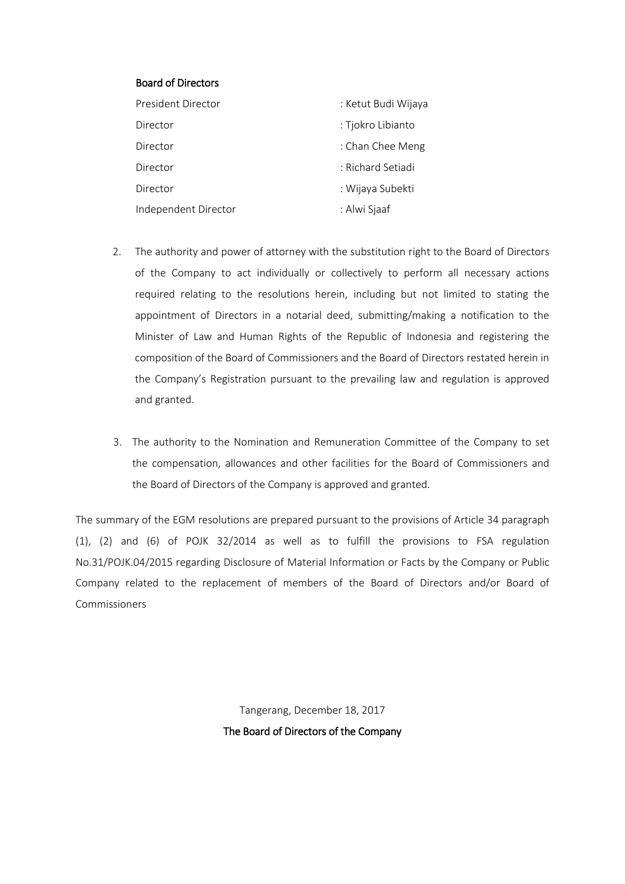**Board of Directors**

| | |
|---|---|
| President Director | : Ketut Budi Wijaya |
| Director | : Tjokro Libianto |
| Director | : Chan Chee Meng |
| Director | : Richard Setiadi |
| Director | : Wijaya Subekti |
| Independent Director | : Alwi Sjaaf |

2. The authority and power of attorney with the substitution right to the Board of Directors of the Company to act individually or collectively to perform all necessary actions required relating to the resolutions herein, including but not limited to stating the appointment of Directors in a notarial deed, submitting/making a notification to the Minister of Law and Human Rights of the Republic of Indonesia and registering the composition of the Board of Commissioners and the Board of Directors restated herein in the Company's Registration pursuant to the prevailing law and regulation is approved and granted.

3. The authority to the Nomination and Remuneration Committee of the Company to set the compensation, allowances and other facilities for the Board of Commissioners and the Board of Directors of the Company is approved and granted.

The summary of the EGM resolutions are prepared pursuant to the provisions of Article 34 paragraph (1), (2) and (6) of POJK 32/2014 as well as to fulfill the provisions to FSA regulation No.31/POJK.04/2015 regarding Disclosure of Material Information or Facts by the Company or Public Company related to the replacement of members of the Board of Directors and/or Board of Commissioners

Tangerang, December 18, 2017

The Board of Directors of the Company